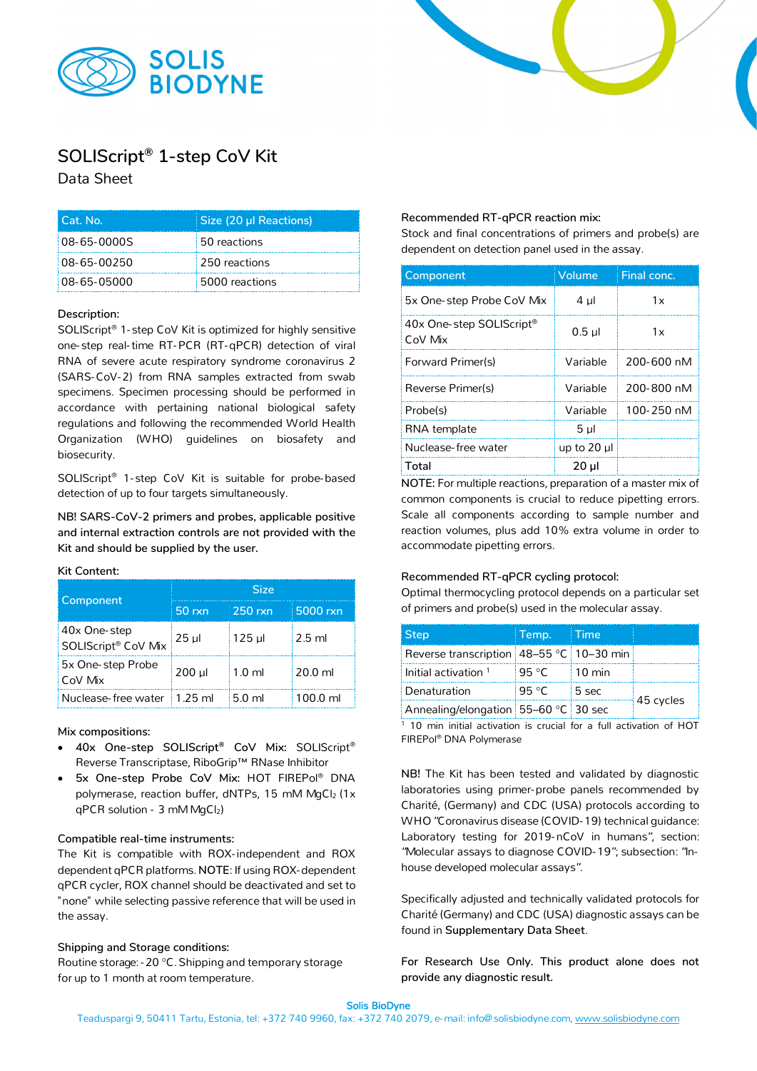SOLIS BIODYNE

# SOLIScript® 1-step CoV Kit

## Data Sheet

| Cat. No. | Size (20 µl Reactions) |
|---|---|
| 08-65-0000S | 50 reactions |
| 08-65-00250 | 250 reactions |
| 08-65-05000 | 5000 reactions |

### Description:

SOLIScript® 1-step CoV Kit is optimized for highly sensitive one-step real-time RT-PCR (RT-qPCR) detection of viral RNA of severe acute respiratory syndrome coronavirus 2 (SARS-CoV-2) from RNA samples extracted from swab specimens. Specimen processing should be performed in accordance with pertaining national biological safety regulations and following the recommended World Health Organization (WHO) guidelines on biosafety and biosecurity.

SOLIScript® 1-step CoV Kit is suitable for probe-based detection of up to four targets simultaneously.

**NB! SARS-CoV-2 primers and probes, applicable positive and internal extraction controls are not provided with the Kit and should be supplied by the user.**

### Kit Content:

| Component | Size | | |
|---|---|---|---|
| | 50 rxn | 250 rxn | 5000 rxn |
| 40x One-step SOLIScript® CoV Mix | 25 µl | 125 µl | 2.5 ml |
| 5x One-step Probe CoV Mix | 200 µl | 1.0 ml | 20.0 ml |
| Nuclease-free water | 1.25 ml | 5.0 ml | 100.0 ml |

### Mix compositions:

- 40x One-step SOLIScript® CoV Mix: SOLIScript® Reverse Transcriptase, RiboGrip™ RNase Inhibitor
- 5x One-step Probe CoV Mix: HOT FIREPol® DNA polymerase, reaction buffer, dNTPs, 15 mM $MgCl_2$ (1x qPCR solution - 3 mM $MgCl_2$)

### Compatible real-time instruments:

The Kit is compatible with ROX-independent and ROX dependent qPCR platforms. **NOTE**: If using ROX-dependent qPCR cycler, ROX channel should be deactivated and set to "none" while selecting passive reference that will be used in the assay.

### Shipping and Storage conditions:

Routine storage: -20 °C. Shipping and temporary storage for up to 1 month at room temperature.

### Recommended RT-qPCR reaction mix:

Stock and final concentrations of primers and probe(s) are dependent on detection panel used in the assay.

| Component | Volume | Final conc. |
|---|---|---|
| 5x One-step Probe CoV Mix | 4 µl | 1x |
| 40x One-step SOLIScript® CoV Mix | 0.5 µl | 1x |
| Forward Primer(s) | Variable | 200-600 nM |
| Reverse Primer(s) | Variable | 200-800 nM |
| Probe(s) | Variable | 100-250 nM |
| RNA template | 5 µl | |
| Nuclease-free water | up to 20 µl | |
| Total | 20 µl | |

**NOTE**: For multiple reactions, preparation of a master mix of common components is crucial to reduce pipetting errors. Scale all components according to sample number and reaction volumes, plus add 10% extra volume in order to accommodate pipetting errors.

### Recommended RT-qPCR cycling protocol:

Optimal thermocycling protocol depends on a particular set of primers and probe(s) used in the molecular assay.

| Step | Temp. | Time | |
|---|---|---|---|
| Reverse transcription | 48–55 °C | 10–30 min | |
| Initial activation [1] | 95 °C | 10 min | |
| Denaturation | 95 °C | 5 sec | 45 cycles |
| Annealing/elongation | 55–60 °C | 30 sec | |

[1] 10 min initial activation is crucial for a full activation of HOT FIREPol® DNA Polymerase

NB! The Kit has been tested and validated by diagnostic laboratories using primer-probe panels recommended by Charité, (Germany) and CDC (USA) protocols according to WHO "Coronavirus disease (COVID-19) technical guidance: Laboratory testing for 2019-nCoV in humans", section: "Molecular assays to diagnose COVID-19"; subsection: "In-house developed molecular assays".

Specifically adjusted and technically validated protocols for Charité (Germany) and CDC (USA) diagnostic assays can be found in **Supplementary Data Sheet**.

**For Research Use Only. This product alone does not provide any diagnostic result.**

Solis BioDyne
Teaduspargi 9, 50411 Tartu, Estonia, tel: +372 740 9960, fax: +372 740 2079, e-mail: info@solisbiodyne.com, www.solisbiodyne.com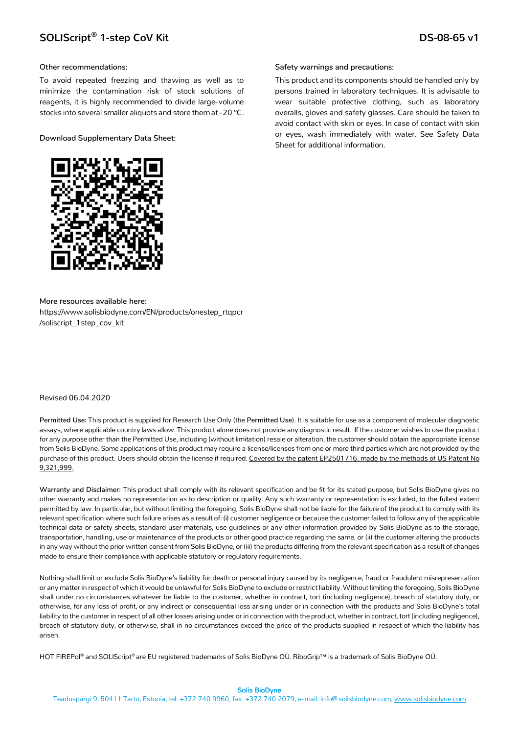### Other recommendations:

To avoid repeated freezing and thawing as well as to minimize the contamination risk of stock solutions of reagents, it is highly recommended to divide large-volume stocks into several smaller aliquots and store them at -20 °C.

### Download Supplementary Data Sheet:

### More resources available here:

https://www.solisbiodyne.com/EN/products/onestep_rtqpcr/soliscript_1step_cov_kit

### Safety warnings and precautions:

This product and its components should be handled only by persons trained in laboratory techniques. It is advisable to wear suitable protective clothing, such as laboratory overalls, gloves and safety glasses. Care should be taken to avoid contact with skin or eyes. In case of contact with skin or eyes, wash immediately with water. See Safety Data Sheet for additional information.

Revised 06.04.2020

**Permitted Use:** This product is supplied for Research Use Only (the **Permitted Use**). It is suitable for use as a component of molecular diagnostic assays, where applicable country laws allow. This product alone does not provide any diagnostic result. If the customer wishes to use the product for any purpose other than the Permitted Use, including (without limitation) resale or alteration, the customer should obtain the appropriate license from Solis BioDyne. Some applications of this product may require a license/licenses from one or more third parties which are not provided by the purchase of this product. Users should obtain the license if required. Covered by the patent EP2501716, made by the methods of US Patent No 9,321,999.

**Warranty and Disclaimer:** This product shall comply with its relevant specification and be fit for its stated purpose, but Solis BioDyne gives no other warranty and makes no representation as to description or quality. Any such warranty or representation is excluded, to the fullest extent permitted by law. In particular, but without limiting the foregoing, Solis BioDyne shall not be liable for the failure of the product to comply with its relevant specification where such failure arises as a result of: (i) customer negligence or because the customer failed to follow any of the applicable technical data or safety sheets, standard user materials, use guidelines or any other information provided by Solis BioDyne as to the storage, transportation, handling, use or maintenance of the products or other good practice regarding the same, or (ii) the customer altering the products in any way without the prior written consent from Solis BioDyne, or (iii) the products differing from the relevant specification as a result of changes made to ensure their compliance with applicable statutory or regulatory requirements.

Nothing shall limit or exclude Solis BioDyne's liability for death or personal injury caused by its negligence, fraud or fraudulent misrepresentation or any matter in respect of which it would be unlawful for Solis BioDyne to exclude or restrict liability. Without limiting the foregoing, Solis BioDyne shall under no circumstances whatever be liable to the customer, whether in contract, tort (including negligence), breach of statutory duty, or otherwise, for any loss of profit, or any indirect or consequential loss arising under or in connection with the products and Solis BioDyne's total liability to the customer in respect of all other losses arising under or in connection with the product, whether in contract, tort (including negligence), breach of statutory duty, or otherwise, shall in no circumstances exceed the price of the products supplied in respect of which the liability has arisen.

HOT FIREPol® and SOLIScript® are EU registered trademarks of Solis BioDyne OÜ. RiboGrip™ is a trademark of Solis BioDyne OÜ.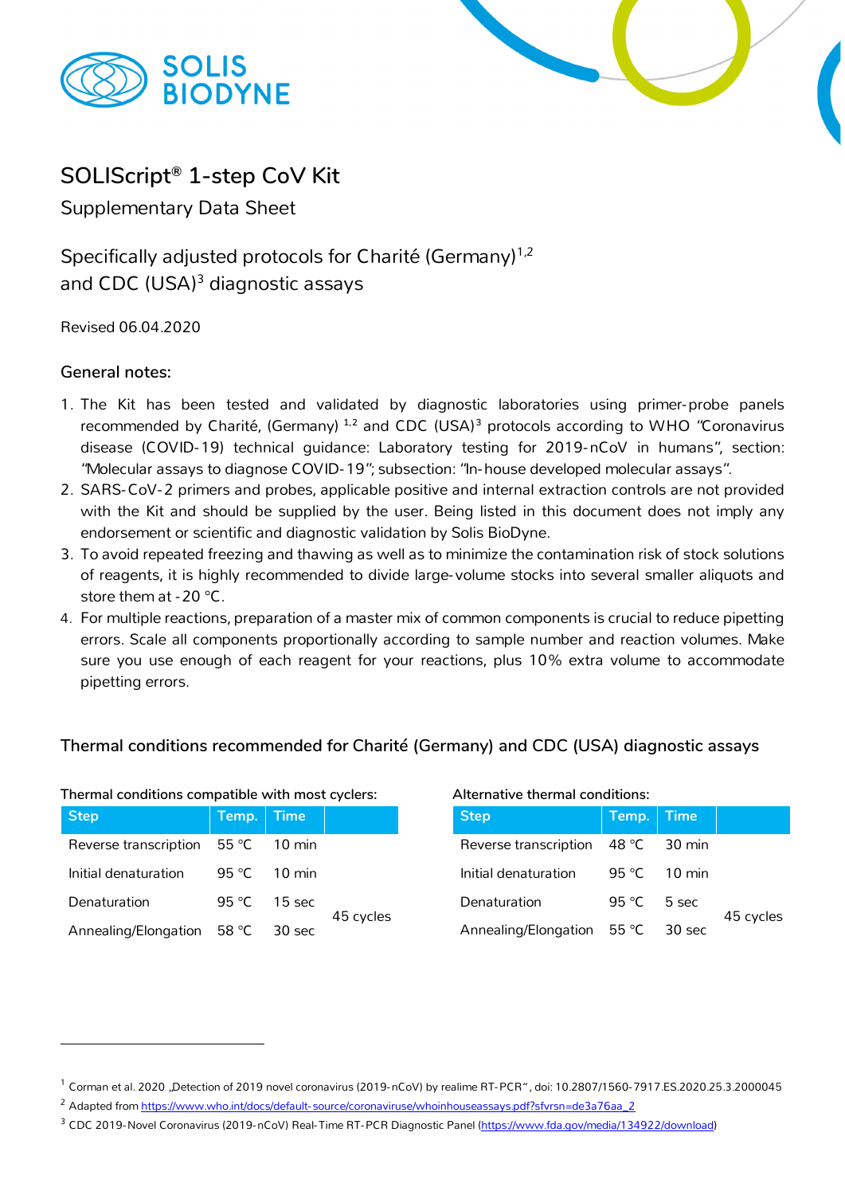SOLIS BIODYNE

# SOLIScript® 1-step CoV Kit

## Supplementary Data Sheet

## Specifically adjusted protocols for Charité (Germany)[1,2] and CDC (USA)[3] diagnostic assays

Revised 06.04.2020

### General notes:

1. The Kit has been tested and validated by diagnostic laboratories using primer-probe panels recommended by Charité, (Germany) [1,2] and CDC (USA)[3] protocols according to WHO "Coronavirus disease (COVID-19) technical guidance: Laboratory testing for 2019-nCoV in humans", section: "Molecular assays to diagnose COVID-19"; subsection: "In-house developed molecular assays".
2. SARS-CoV-2 primers and probes, applicable positive and internal extraction controls are not provided with the Kit and should be supplied by the user. Being listed in this document does not imply any endorsement or scientific and diagnostic validation by Solis BioDyne.
3. To avoid repeated freezing and thawing as well as to minimize the contamination risk of stock solutions of reagents, it is highly recommended to divide large-volume stocks into several smaller aliquots and store them at -20 °C.
4. For multiple reactions, preparation of a master mix of common components is crucial to reduce pipetting errors. Scale all components proportionally according to sample number and reaction volumes. Make sure you use enough of each reagent for your reactions, plus 10% extra volume to accommodate pipetting errors.

### Thermal conditions recommended for Charité (Germany) and CDC (USA) diagnostic assays

Thermal conditions compatible with most cyclers:

| Step | Temp. | Time | |
|---|---|---|---|
| Reverse transcription | 55 °C | 10 min | |
| Initial denaturation | 95 °C | 10 min | |
| Denaturation | 95 °C | 15 sec | 45 cycles |
| Annealing/Elongation | 58 °C | 30 sec | |

Alternative thermal conditions:

| Step | Temp. | Time | |
|---|---|---|---|
| Reverse transcription | 48 °C | 30 min | |
| Initial denaturation | 95 °C | 10 min | |
| Denaturation | 95 °C | 5 sec | 45 cycles |
| Annealing/Elongation | 55 °C | 30 sec | |

---

[1] Corman et al. 2020 „Detection of 2019 novel coronavirus (2019-nCoV) by realime RT-PCR", doi: 10.2807/1560-7917.ES.2020.25.3.2000045

[2] Adapted from https://www.who.int/docs/default-source/coronaviruse/whoinhouseassays.pdf?sfvrsn=de3a76aa_2

[3] CDC 2019-Novel Coronavirus (2019-nCoV) Real-Time RT-PCR Diagnostic Panel (https://www.fda.gov/media/134922/download)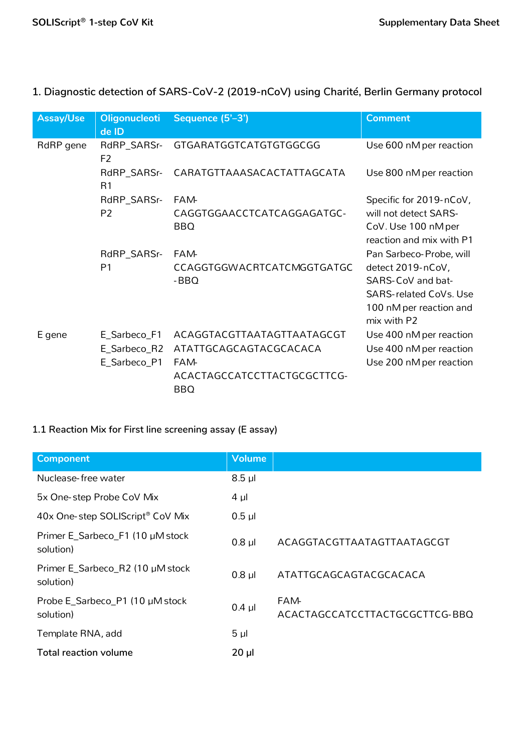## 1. Diagnostic detection of SARS-CoV-2 (2019-nCoV) using Charité, Berlin Germany protocol

| Assay/Use | Oligonucleotide ID | Sequence (5'–3') | Comment |
|---|---|---|---|
| RdRP gene | RdRP_SARSr-F2 | GTGARATGGTCATGTGTGGCGG | Use 600 nM per reaction |
| | RdRP_SARSr-R1 | CARATGTTAAASACACTATTAGCATA | Use 800 nM per reaction |
| | RdRP_SARSr-P2 | FAM-CAGGTGGAACCTCATCAGGAGATGC-BBQ | Specific for 2019-nCoV, will not detect SARS-CoV. Use 100 nM per reaction and mix with P1 |
| | RdRP_SARSr-P1 | FAM-CCAGGTGGWACRTCATCMGGTGATGC-BBQ | Pan Sarbeco-Probe, will detect 2019-nCoV, SARS-CoV and bat-SARS-related CoVs. Use 100 nM per reaction and mix with P2 |
| E gene | E_Sarbeco_F1 | ACAGGTACGTTAATAGTTAATAGCGT | Use 400 nM per reaction |
| | E_Sarbeco_R2 | ATATTGCAGCAGTACGCACACA | Use 400 nM per reaction |
| | E_Sarbeco_P1 | FAM-ACACTAGCCATCCTTACTGCGCTTCG-BBQ | Use 200 nM per reaction |

### 1.1 Reaction Mix for First line screening assay (E assay)

| Component | Volume | |
|---|---|---|
| Nuclease-free water | 8.5 µl | |
| 5x One-step Probe CoV Mix | 4 µl | |
| 40x One-step SOLIScript® CoV Mix | 0.5 µl | |
| Primer E_Sarbeco_F1 (10 µM stock solution) | 0.8 µl | ACAGGTACGTTAATAGTTAATAGCGT |
| Primer E_Sarbeco_R2 (10 µM stock solution) | 0.8 µl | ATATTGCAGCAGTACGCACACA |
| Probe E_Sarbeco_P1 (10 µM stock solution) | 0.4 µl | FAM-ACACTAGCCATCCTTACTGCGCTTCG-BBQ |
| Template RNA, add | 5 µl | |
| **Total reaction volume** | **20 µl** | |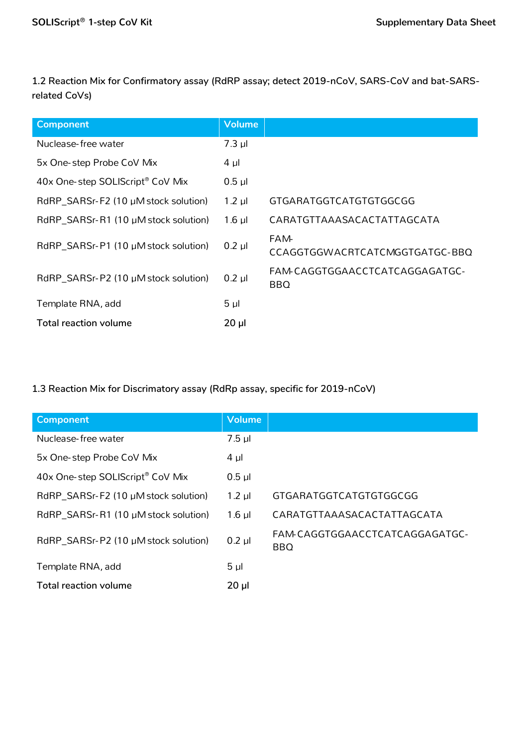### 1.2 Reaction Mix for Confirmatory assay (RdRP assay; detect 2019-nCoV, SARS-CoV and bat-SARS-related CoVs)

| Component | Volume | |
|---|---|---|
| Nuclease-free water | 7.3 µl | |
| 5x One-step Probe CoV Mix | 4 µl | |
| 40x One-step SOLIScript® CoV Mix | 0.5 µl | |
| RdRP_SARSr-F2 (10 µM stock solution) | 1.2 µl | GTGARATGGTCATGTGTGGCGG |
| RdRP_SARSr-R1 (10 µM stock solution) | 1.6 µl | CARATGTTAAASACACTATTAGCATA |
| RdRP_SARSr-P1 (10 µM stock solution) | 0.2 µl | FAM-CCAGGTGGWACRTCATCMGGTGATGC-BBQ |
| RdRP_SARSr-P2 (10 µM stock solution) | 0.2 µl | FAM-CAGGTGGAACCTCATCAGGAGATGC-BBQ |
| Template RNA, add | 5 µl | |
| **Total reaction volume** | **20 µl** | |

### 1.3 Reaction Mix for Discrimatory assay (RdRp assay, specific for 2019-nCoV)

| Component | Volume | |
|---|---|---|
| Nuclease-free water | 7.5 µl | |
| 5x One-step Probe CoV Mix | 4 µl | |
| 40x One-step SOLIScript® CoV Mix | 0.5 µl | |
| RdRP_SARSr-F2 (10 µM stock solution) | 1.2 µl | GTGARATGGTCATGTGTGGCGG |
| RdRP_SARSr-R1 (10 µM stock solution) | 1.6 µl | CARATGTTAAASACACTATTAGCATA |
| RdRP_SARSr-P2 (10 µM stock solution) | 0.2 µl | FAM-CAGGTGGAACCTCATCAGGAGATGC-BBQ |
| Template RNA, add | 5 µl | |
| **Total reaction volume** | **20 µl** | |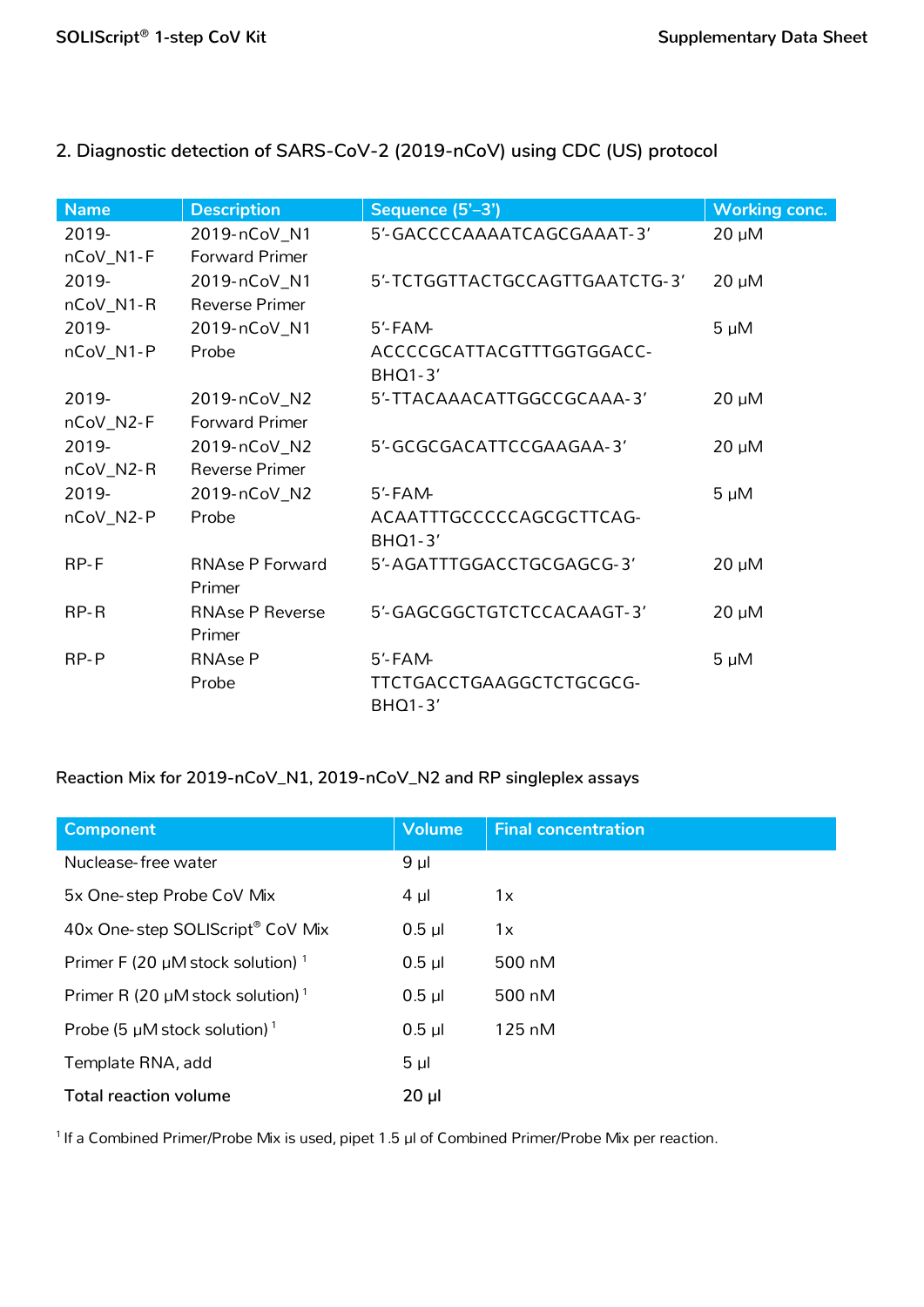## 2. Diagnostic detection of SARS-CoV-2 (2019-nCoV) using CDC (US) protocol

| Name | Description | Sequence (5'–3') | Working conc. |
|---|---|---|---|
| 2019-nCoV_N1-F | 2019-nCoV_N1 Forward Primer | 5'-GACCCCAAAATCAGCGAAAT-3' | 20 µM |
| 2019-nCoV_N1-R | 2019-nCoV_N1 Reverse Primer | 5'-TCTGGTTACTGCCAGTTGAATCTG-3' | 20 µM |
| 2019-nCoV_N1-P | 2019-nCoV_N1 Probe | 5'-FAM-ACCCCGCATTACGTTTGGTGGACC-BHQ1-3' | 5 µM |
| 2019-nCoV_N2-F | 2019-nCoV_N2 Forward Primer | 5'-TTACAAACATTGGCCGCAAA-3' | 20 µM |
| 2019-nCoV_N2-R | 2019-nCoV_N2 Reverse Primer | 5'-GCGCGACATTCCGAAGAA-3' | 20 µM |
| 2019-nCoV_N2-P | 2019-nCoV_N2 Probe | 5'-FAM-ACAATTTGCCCCCAGCGCTTCAG-BHQ1-3' | 5 µM |
| RP-F | RNAse P Forward Primer | 5'-AGATTTGGACCTGCGAGCG-3' | 20 µM |
| RP-R | RNAse P Reverse Primer | 5'-GAGCGGCTGTCTCCACAAGT-3' | 20 µM |
| RP-P | RNAse P Probe | 5'-FAM-TTCTGACCTGAAGGCTCTGCGCG-BHQ1-3' | 5 µM |

Reaction Mix for 2019-nCoV_N1, 2019-nCoV_N2 and RP singleplex assays

| Component | Volume | Final concentration |
|---|---|---|
| Nuclease-free water | 9 µl | |
| 5x One-step Probe CoV Mix | 4 µl | 1x |
| 40x One-step SOLIScript® CoV Mix | 0.5 µl | 1x |
| Primer F (20 µM stock solution) [1] | 0.5 µl | 500 nM |
| Primer R (20 µM stock solution) [1] | 0.5 µl | 500 nM |
| Probe (5 µM stock solution) [1] | 0.5 µl | 125 nM |
| Template RNA, add | 5 µl | |
| **Total reaction volume** | **20 µl** | |

[1] If a Combined Primer/Probe Mix is used, pipet 1.5 µl of Combined Primer/Probe Mix per reaction.